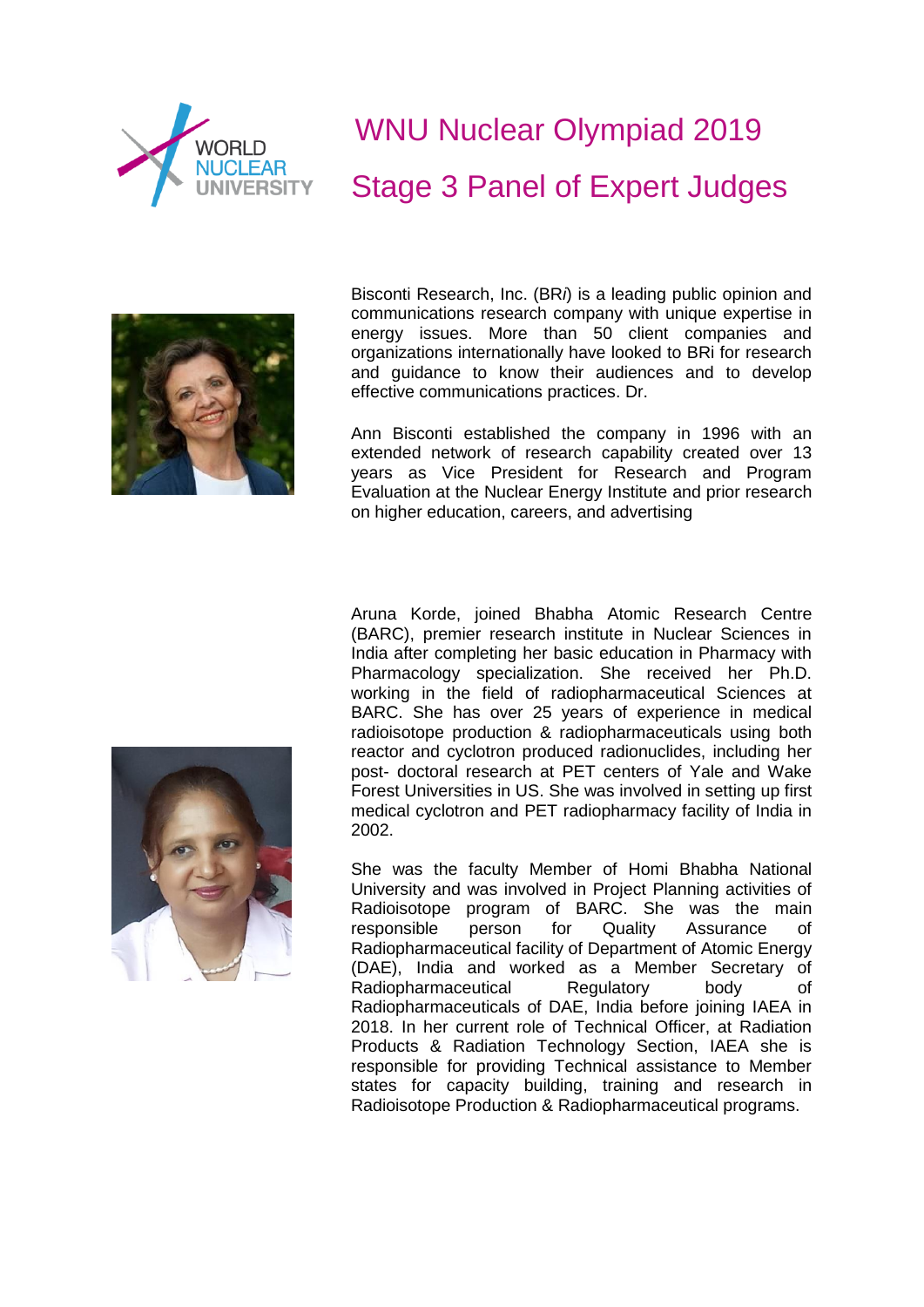# WNU Nuclear Olympiad 2019

## Stage 3 Panel of Expert Judges

Bisconti Research, Inc. (BR*i*) is a leading public opinion and communications research company with unique expertise in energy issues. More than 50 client companies and organizations internationally have looked to BRi for research and guidance to know their audiences and to develop effective communications practices. Dr.

Ann Bisconti established the company in 1996 with an extended network of research capability created over 13 years as Vice President for Research and Program Evaluation at the Nuclear Energy Institute and prior research on higher education, careers, and advertising

Aruna Korde, joined Bhabha Atomic Research Centre (BARC), premier research institute in Nuclear Sciences in India after completing her basic education in Pharmacy with Pharmacology specialization. She received her Ph.D. working in the field of radiopharmaceutical Sciences at BARC. She has over 25 years of experience in medical radioisotope production & radiopharmaceuticals using both reactor and cyclotron produced radionuclides, including her post- doctoral research at PET centers of Yale and Wake Forest Universities in US. She was involved in setting up first medical cyclotron and PET radiopharmacy facility of India in 2002.

She was the faculty Member of Homi Bhabha National University and was involved in Project Planning activities of Radioisotope program of BARC. She was the main responsible person for Quality Assurance of Radiopharmaceutical facility of Department of Atomic Energy (DAE), India and worked as a Member Secretary of Radiopharmaceutical Regulatory body of Radiopharmaceuticals of DAE, India before joining IAEA in 2018. In her current role of Technical Officer, at Radiation Products & Radiation Technology Section, IAEA she is responsible for providing Technical assistance to Member states for capacity building, training and research in Radioisotope Production & Radiopharmaceutical programs.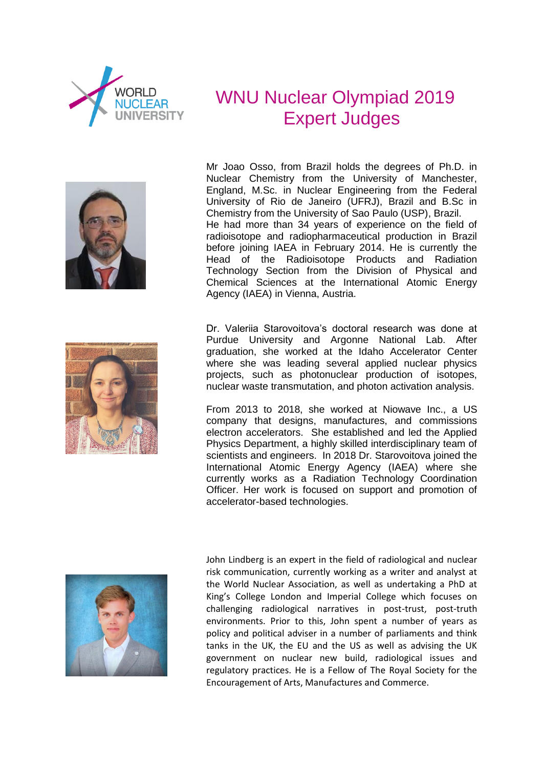# WNU Nuclear Olympiad 2019 Expert Judges

Mr Joao Osso, from Brazil holds the degrees of Ph.D. in Nuclear Chemistry from the University of Manchester, England, M.Sc. in Nuclear Engineering from the Federal University of Rio de Janeiro (UFRJ), Brazil and B.Sc in Chemistry from the University of Sao Paulo (USP), Brazil.
He had more than 34 years of experience on the field of radioisotope and radiopharmaceutical production in Brazil before joining IAEA in February 2014. He is currently the Head of the Radioisotope Products and Radiation Technology Section from the Division of Physical and Chemical Sciences at the International Atomic Energy Agency (IAEA) in Vienna, Austria.

Dr. Valeriia Starovoitova's doctoral research was done at Purdue University and Argonne National Lab. After graduation, she worked at the Idaho Accelerator Center where she was leading several applied nuclear physics projects, such as photonuclear production of isotopes, nuclear waste transmutation, and photon activation analysis.

From 2013 to 2018, she worked at Niowave Inc., a US company that designs, manufactures, and commissions electron accelerators. She established and led the Applied Physics Department, a highly skilled interdisciplinary team of scientists and engineers. In 2018 Dr. Starovoitova joined the International Atomic Energy Agency (IAEA) where she currently works as a Radiation Technology Coordination Officer. Her work is focused on support and promotion of accelerator-based technologies.

John Lindberg is an expert in the field of radiological and nuclear risk communication, currently working as a writer and analyst at the World Nuclear Association, as well as undertaking a PhD at King's College London and Imperial College which focuses on challenging radiological narratives in post-trust, post-truth environments. Prior to this, John spent a number of years as policy and political adviser in a number of parliaments and think tanks in the UK, the EU and the US as well as advising the UK government on nuclear new build, radiological issues and regulatory practices. He is a Fellow of The Royal Society for the Encouragement of Arts, Manufactures and Commerce.